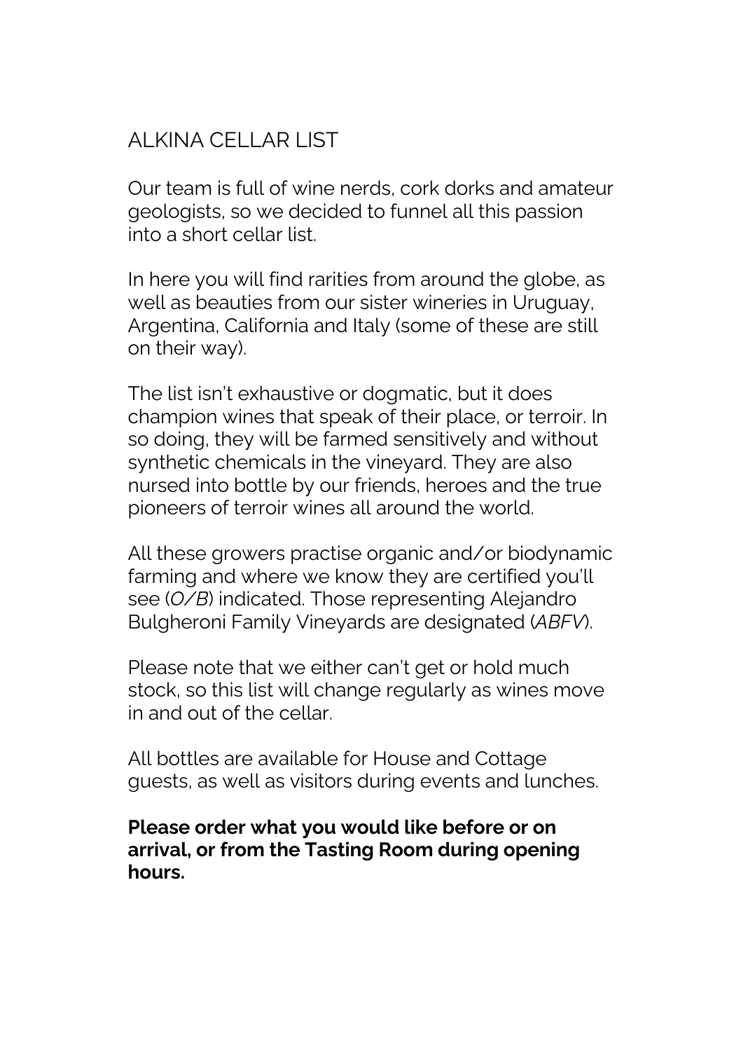# ALKINA CELLAR LIST

Our team is full of wine nerds, cork dorks and amateur geologists, so we decided to funnel all this passion into a short cellar list.

In here you will find rarities from around the globe, as well as beauties from our sister wineries in Uruguay, Argentina, California and Italy (some of these are still on their way).

The list isn't exhaustive or dogmatic, but it does champion wines that speak of their place, or terroir. In so doing, they will be farmed sensitively and without synthetic chemicals in the vineyard. They are also nursed into bottle by our friends, heroes and the true pioneers of terroir wines all around the world.

All these growers practise organic and/or biodynamic farming and where we know they are certified you'll see (*O/B*) indicated. Those representing Alejandro Bulgheroni Family Vineyards are designated (*ABFV*).

Please note that we either can't get or hold much stock, so this list will change regularly as wines move in and out of the cellar.

All bottles are available for House and Cottage guests, as well as visitors during events and lunches.

**Please order what you would like before or on arrival, or from the Tasting Room during opening hours.**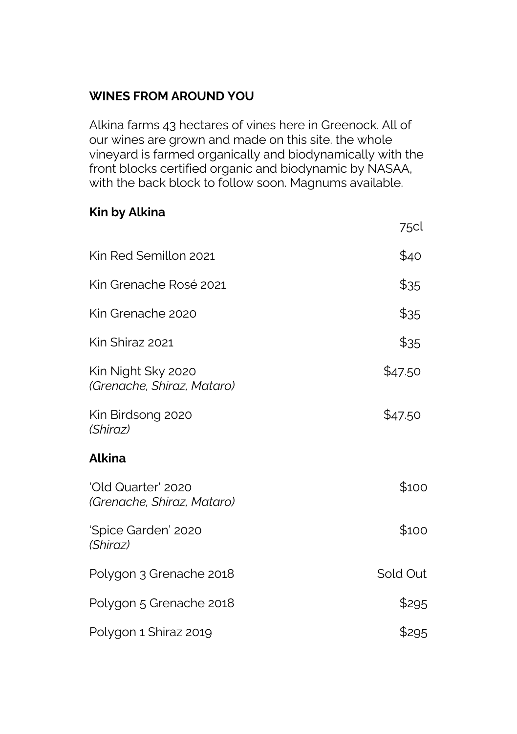## WINES FROM AROUND YOU

Alkina farms 43 hectares of vines here in Greenock. All of our wines are grown and made on this site. the whole vineyard is farmed organically and biodynamically with the front blocks certified organic and biodynamic by NASAA, with the back block to follow soon. Magnums available.

### Kin by Alkina

| | 75cl |
|---|---|
| Kin Red Semillon 2021 | $40 |
| Kin Grenache Rosé 2021 | $35 |
| Kin Grenache 2020 | $35 |
| Kin Shiraz 2021 | $35 |
| Kin Night Sky 2020 *(Grenache, Shiraz, Mataro)* | $47.50 |
| Kin Birdsong 2020 *(Shiraz)* | $47.50 |

### Alkina

| | |
|---|---|
| 'Old Quarter' 2020 *(Grenache, Shiraz, Mataro)* | $100 |
| 'Spice Garden' 2020 *(Shiraz)* | $100 |
| Polygon 3 Grenache 2018 | Sold Out |
| Polygon 5 Grenache 2018 | $295 |
| Polygon 1 Shiraz 2019 | $295 |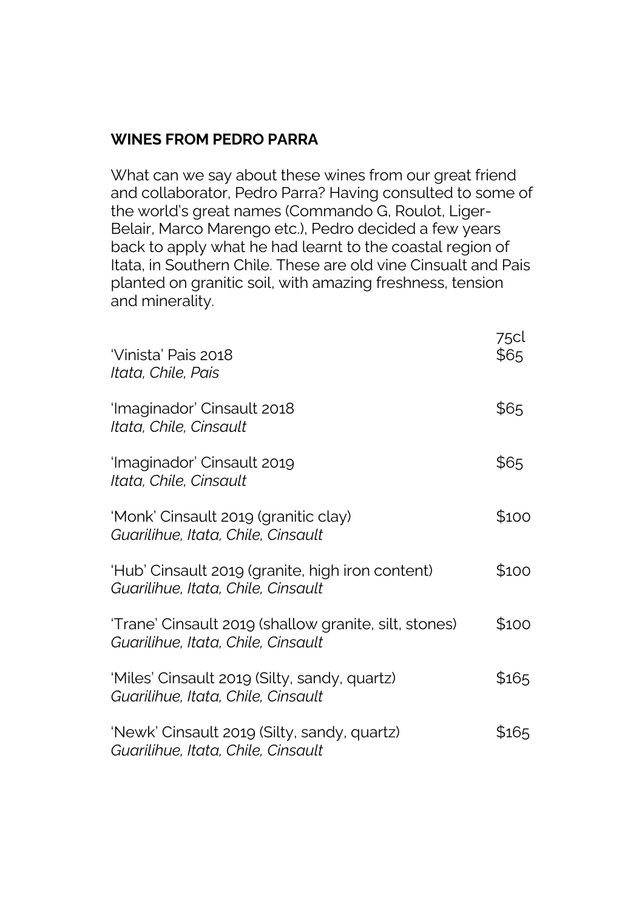## WINES FROM PEDRO PARRA

What can we say about these wines from our great friend and collaborator, Pedro Parra? Having consulted to some of the world's great names (Commando G, Roulot, Liger-Belair, Marco Marengo etc.), Pedro decided a few years back to apply what he had learnt to the coastal region of Itata, in Southern Chile. These are old vine Cinsualt and Pais planted on granitic soil, with amazing freshness, tension and minerality.

| | 75cl |
|---|---|
| 'Vinista' Pais 2018<br>*Itata, Chile, Pais* | $65 |
| 'Imaginador' Cinsault 2018<br>*Itata, Chile, Cinsault* | $65 |
| 'Imaginador' Cinsault 2019<br>*Itata, Chile, Cinsault* | $65 |
| 'Monk' Cinsault 2019 (granitic clay)<br>*Guarilihue, Itata, Chile, Cinsault* | $100 |
| 'Hub' Cinsault 2019 (granite, high iron content)<br>*Guarilihue, Itata, Chile, Cinsault* | $100 |
| 'Trane' Cinsault 2019 (shallow granite, silt, stones)<br>*Guarilihue, Itata, Chile, Cinsault* | $100 |
| 'Miles' Cinsault 2019 (Silty, sandy, quartz)<br>*Guarilihue, Itata, Chile, Cinsault* | $165 |
| 'Newk' Cinsault 2019 (Silty, sandy, quartz)<br>*Guarilihue, Itata, Chile, Cinsault* | $165 |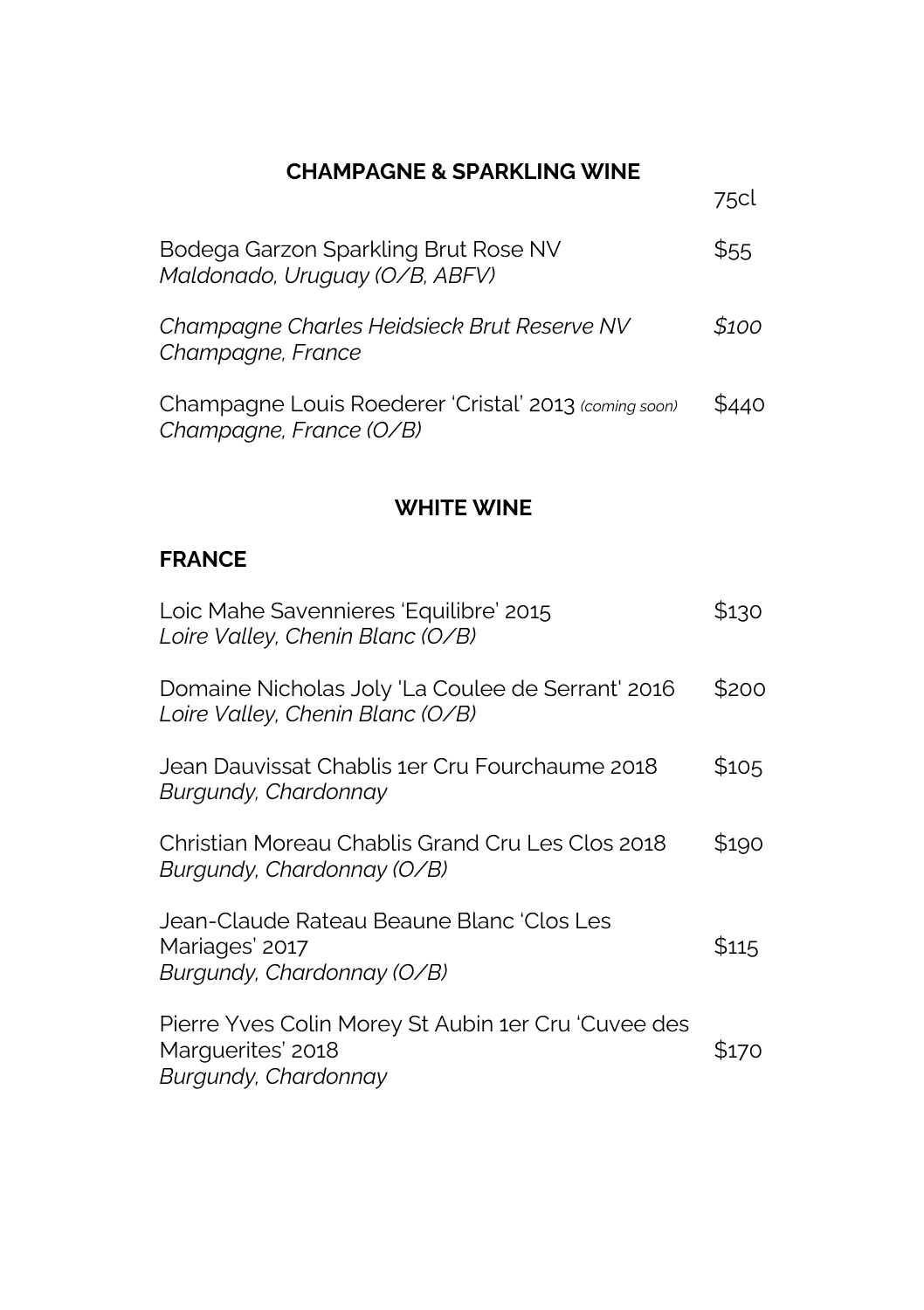## CHAMPAGNE & SPARKLING WINE

| | 75cl |
|---|---|
| Bodega Garzon Sparkling Brut Rose NV<br>*Maldonado, Uruguay (O/B, ABFV)* | $55 |
| *Champagne Charles Heidsieck Brut Reserve NV*<br>*Champagne, France* | *$100* |
| Champagne Louis Roederer 'Cristal' 2013 *(coming soon)*<br>*Champagne, France (O/B)* | $440 |

## WHITE WINE

### FRANCE

| | |
|---|---|
| Loic Mahe Savennieres 'Equilibre' 2015<br>*Loire Valley, Chenin Blanc (O/B)* | $130 |
| Domaine Nicholas Joly 'La Coulee de Serrant' 2016<br>*Loire Valley, Chenin Blanc (O/B)* | $200 |
| Jean Dauvissat Chablis 1er Cru Fourchaume 2018<br>*Burgundy, Chardonnay* | $105 |
| Christian Moreau Chablis Grand Cru Les Clos 2018<br>*Burgundy, Chardonnay (O/B)* | $190 |
| Jean-Claude Rateau Beaune Blanc 'Clos Les Mariages' 2017<br>*Burgundy, Chardonnay (O/B)* | $115 |
| Pierre Yves Colin Morey St Aubin 1er Cru 'Cuvee des Marguerites' 2018<br>*Burgundy, Chardonnay* | $170 |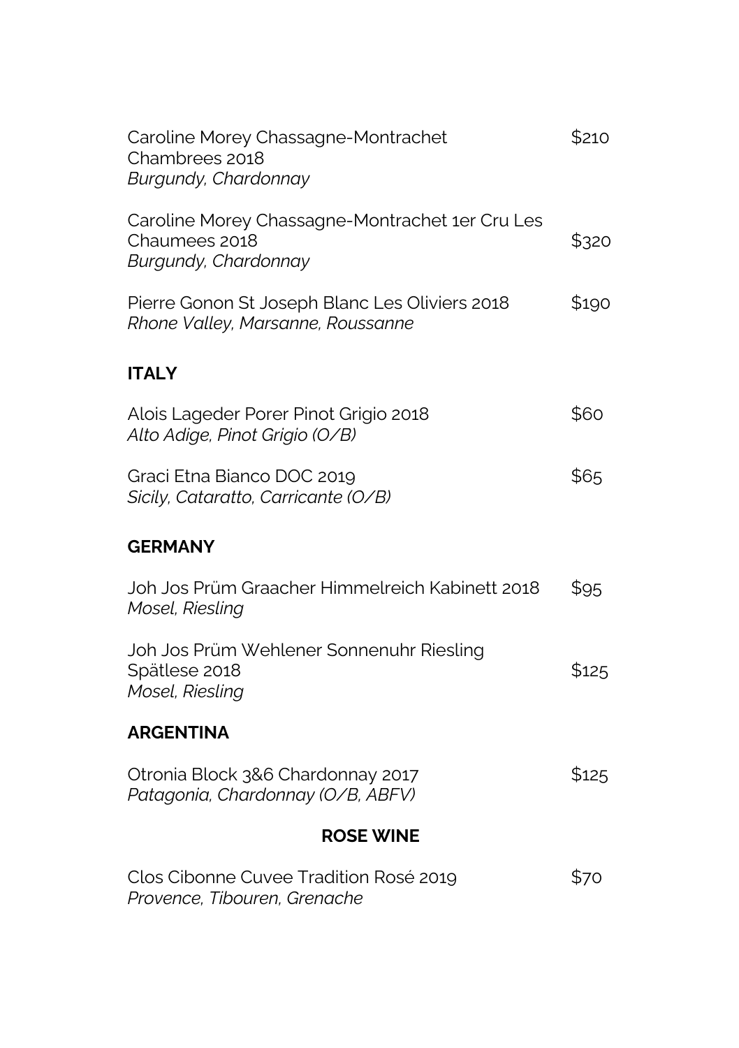Caroline Morey Chassagne-Montrachet Chambrees 2018 — $210
*Burgundy, Chardonnay*

Caroline Morey Chassagne-Montrachet 1er Cru Les Chaumees 2018 — $320
*Burgundy, Chardonnay*

Pierre Gonon St Joseph Blanc Les Oliviers 2018 — $190
*Rhone Valley, Marsanne, Roussanne*

## ITALY

Alois Lageder Porer Pinot Grigio 2018 — $60
*Alto Adige, Pinot Grigio (O/B)*

Graci Etna Bianco DOC 2019 — $65
*Sicily, Cataratto, Carricante (O/B)*

## GERMANY

Joh Jos Prüm Graacher Himmelreich Kabinett 2018 — $95
*Mosel, Riesling*

Joh Jos Prüm Wehlener Sonnenuhr Riesling Spätlese 2018 — $125
*Mosel, Riesling*

## ARGENTINA

Otronia Block 3&6 Chardonnay 2017 — $125
*Patagonia, Chardonnay (O/B, ABFV)*

# ROSE WINE

Clos Cibonne Cuvee Tradition Rosé 2019 — $70
*Provence, Tibouren, Grenache*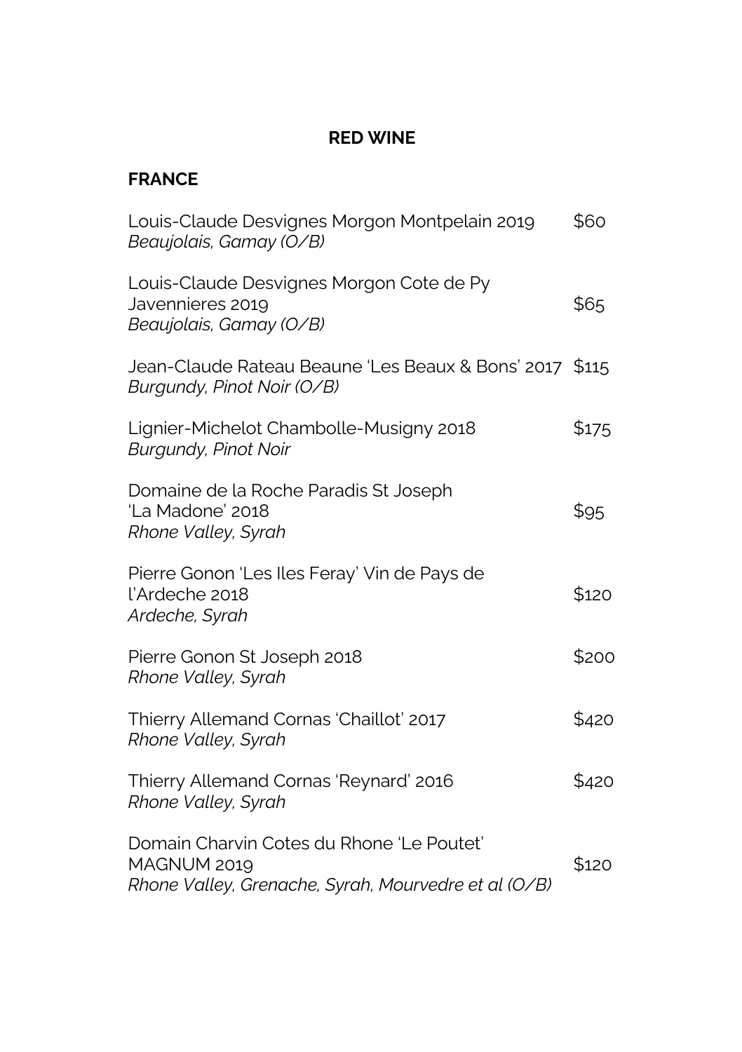# RED WINE

## FRANCE

Louis-Claude Desvignes Morgon Montpelain 2019 — $60
*Beaujolais, Gamay (O/B)*

Louis-Claude Desvignes Morgon Cote de Py Javennieres 2019 — $65
*Beaujolais, Gamay (O/B)*

Jean-Claude Rateau Beaune 'Les Beaux & Bons' 2017 — $115
*Burgundy, Pinot Noir (O/B)*

Lignier-Michelot Chambolle-Musigny 2018 — $175
*Burgundy, Pinot Noir*

Domaine de la Roche Paradis St Joseph 'La Madone' 2018 — $95
*Rhone Valley, Syrah*

Pierre Gonon 'Les Iles Feray' Vin de Pays de l'Ardeche 2018 — $120
*Ardeche, Syrah*

Pierre Gonon St Joseph 2018 — $200
*Rhone Valley, Syrah*

Thierry Allemand Cornas 'Chaillot' 2017 — $420
*Rhone Valley, Syrah*

Thierry Allemand Cornas 'Reynard' 2016 — $420
*Rhone Valley, Syrah*

Domain Charvin Cotes du Rhone 'Le Poutet' MAGNUM 2019 — $120
*Rhone Valley, Grenache, Syrah, Mourvedre et al (O/B)*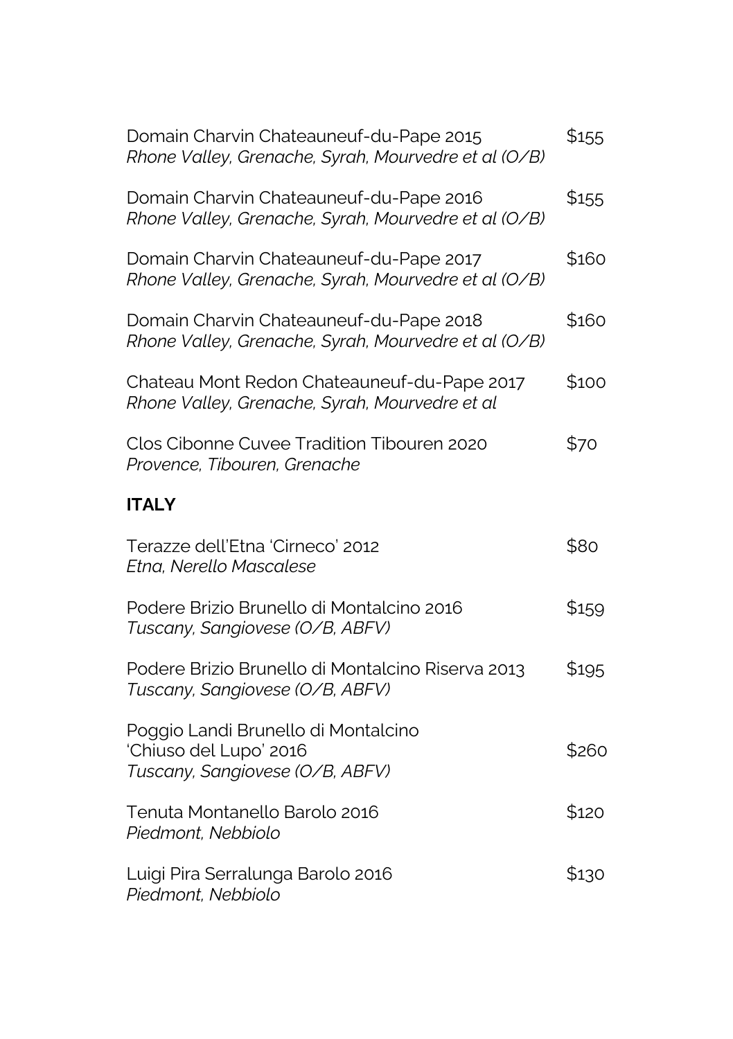Domain Charvin Chateauneuf-du-Pape 2015 $155
*Rhone Valley, Grenache, Syrah, Mourvedre et al (O/B)*

Domain Charvin Chateauneuf-du-Pape 2016 $155
*Rhone Valley, Grenache, Syrah, Mourvedre et al (O/B)*

Domain Charvin Chateauneuf-du-Pape 2017 $160
*Rhone Valley, Grenache, Syrah, Mourvedre et al (O/B)*

Domain Charvin Chateauneuf-du-Pape 2018 $160
*Rhone Valley, Grenache, Syrah, Mourvedre et al (O/B)*

Chateau Mont Redon Chateauneuf-du-Pape 2017 $100
*Rhone Valley, Grenache, Syrah, Mourvedre et al*

Clos Cibonne Cuvee Tradition Tibouren 2020 $70
*Provence, Tibouren, Grenache*

**ITALY**

Terazze dell'Etna 'Cirneco' 2012 $80
*Etna, Nerello Mascalese*

Podere Brizio Brunello di Montalcino 2016 $159
*Tuscany, Sangiovese (O/B, ABFV)*

Podere Brizio Brunello di Montalcino Riserva 2013 $195
*Tuscany, Sangiovese (O/B, ABFV)*

Poggio Landi Brunello di Montalcino
'Chiuso del Lupo' 2016 $260
*Tuscany, Sangiovese (O/B, ABFV)*

Tenuta Montanello Barolo 2016 $120
*Piedmont, Nebbiolo*

Luigi Pira Serralunga Barolo 2016 $130
*Piedmont, Nebbiolo*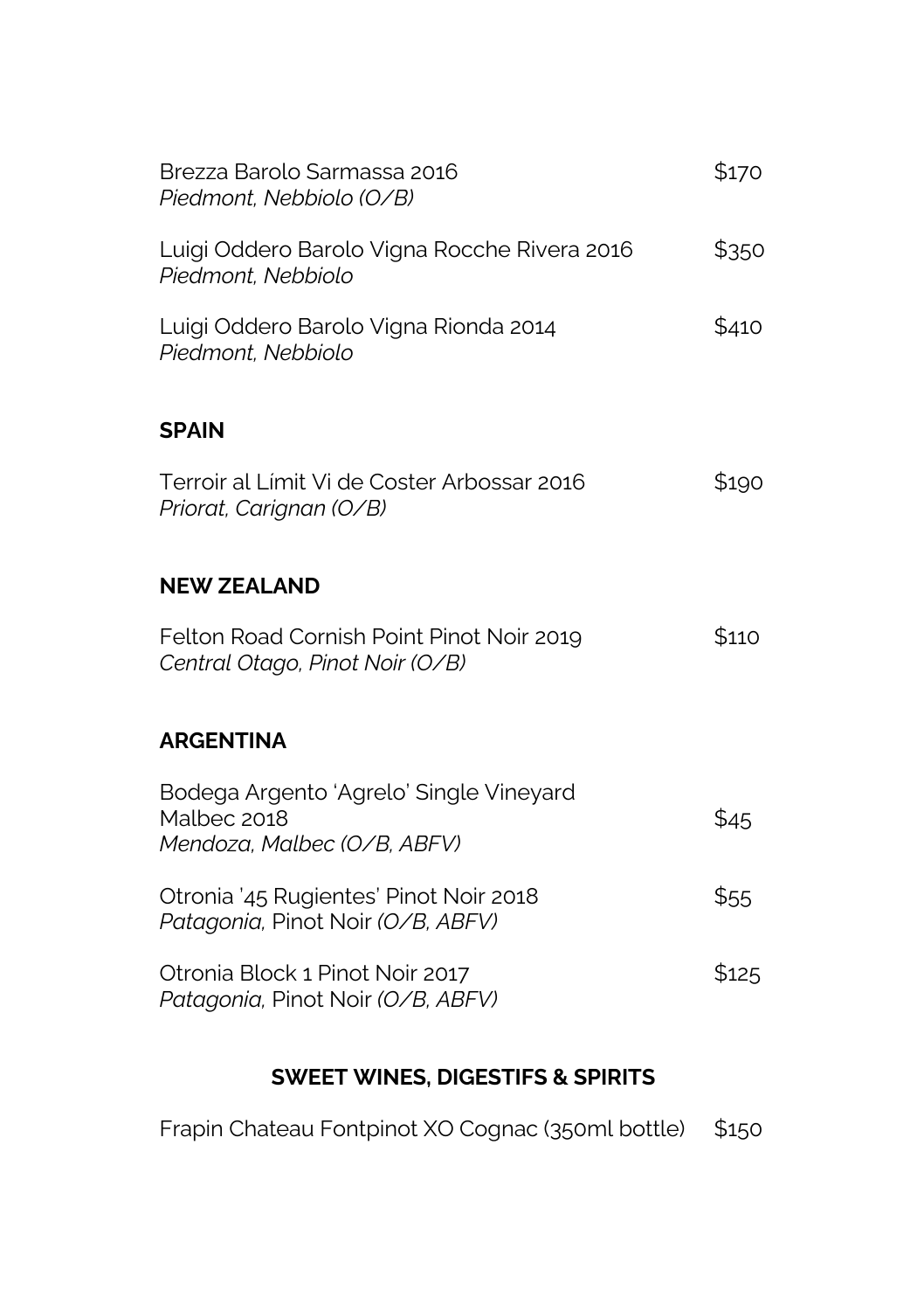Brezza Barolo Sarmassa 2016 — $170
*Piedmont, Nebbiolo (O/B)*

Luigi Oddero Barolo Vigna Rocche Rivera 2016 — $350
*Piedmont, Nebbiolo*

Luigi Oddero Barolo Vigna Rionda 2014 — $410
*Piedmont, Nebbiolo*

## SPAIN

Terroir al Límit Vi de Coster Arbossar 2016 — $190
*Priorat, Carignan (O/B)*

## NEW ZEALAND

Felton Road Cornish Point Pinot Noir 2019 — $110
*Central Otago, Pinot Noir (O/B)*

## ARGENTINA

Bodega Argento 'Agrelo' Single Vineyard Malbec 2018 — $45
*Mendoza, Malbec (O/B, ABFV)*

Otronia '45 Rugientes' Pinot Noir 2018 — $55
*Patagonia,* Pinot Noir *(O/B, ABFV)*

Otronia Block 1 Pinot Noir 2017 — $125
*Patagonia,* Pinot Noir *(O/B, ABFV)*

## SWEET WINES, DIGESTIFS & SPIRITS

Frapin Chateau Fontpinot XO Cognac (350ml bottle) — $150